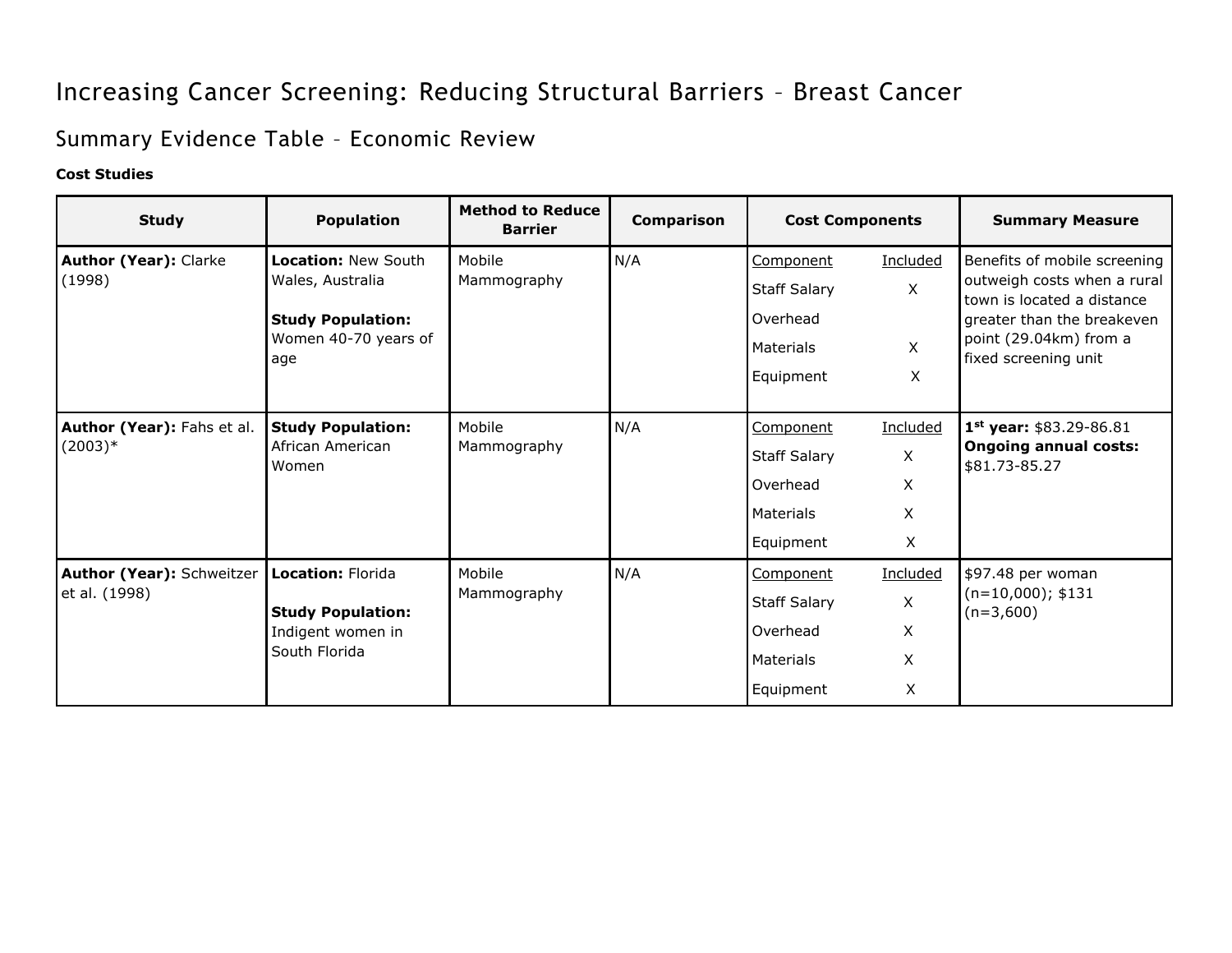# Increasing Cancer Screening: Reducing Structural Barriers – Breast Cancer

## Summary Evidence Table – Economic Review

**Cost Studies**

| Study | Population | Method to Reduce Barrier | Comparison | Cost Components | Summary Measure |
|---|---|---|---|---|---|
| **Author (Year):** Clarke (1998) | **Location:** New South Wales, Australia<br><br>**Study Population:** Women 40-70 years of age | Mobile Mammography | N/A | Component / Included<br>Staff Salary: X<br>Overhead:<br>Materials: X<br>Equipment: X | Benefits of mobile screening outweigh costs when a rural town is located a distance greater than the breakeven point (29.04km) from a fixed screening unit |
| **Author (Year):** Fahs et al. (2003)* | **Study Population:** African American Women | Mobile Mammography | N/A | Component / Included<br>Staff Salary: X<br>Overhead: X<br>Materials: X<br>Equipment: X | **1st year:** $83.29-86.81<br>**Ongoing annual costs:** $81.73-85.27 |
| **Author (Year):** Schweitzer et al. (1998) | **Location:** Florida<br><br>**Study Population:** Indigent women in South Florida | Mobile Mammography | N/A | Component / Included<br>Staff Salary: X<br>Overhead: X<br>Materials: X<br>Equipment: X | $97.48 per woman (n=10,000); $131 (n=3,600) |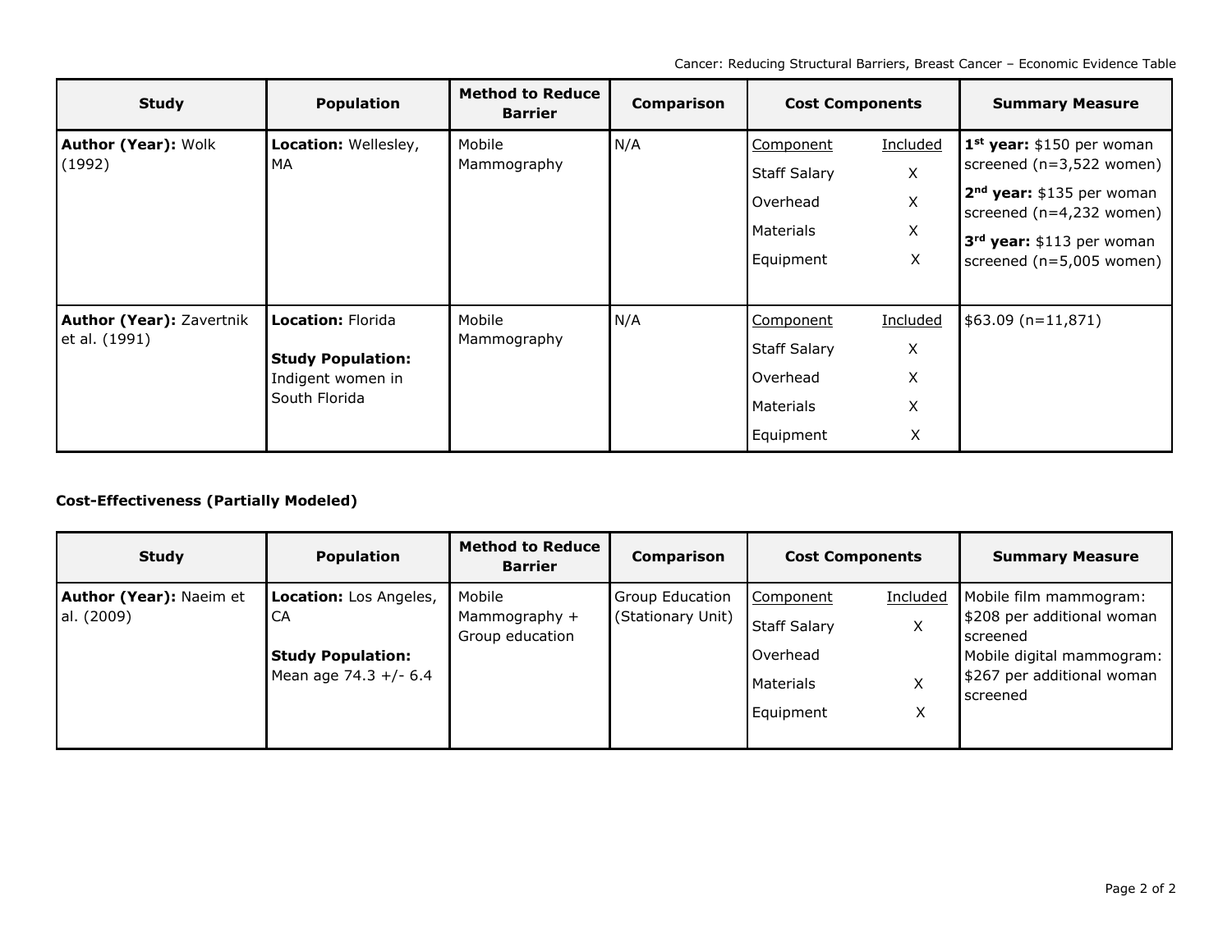| Study | Population | Method to Reduce Barrier | Comparison | Cost Components | Summary Measure |
|---|---|---|---|---|---|
| **Author (Year):** Wolk (1992) | **Location:** Wellesley, MA | Mobile Mammography | N/A | Component / Included<br>Staff Salary: X<br>Overhead: X<br>Materials: X<br>Equipment: X | **1st year:** $150 per woman screened (n=3,522 women)<br>**2nd year:** $135 per woman screened (n=4,232 women)<br>**3rd year:** $113 per woman screened (n=5,005 women) |
| **Author (Year):** Zavertnik et al. (1991) | **Location:** Florida<br>**Study Population:** Indigent women in South Florida | Mobile Mammography | N/A | Component / Included<br>Staff Salary: X<br>Overhead: X<br>Materials: X<br>Equipment: X | $63.09 (n=11,871) |

**Cost-Effectiveness (Partially Modeled)**

| Study | Population | Method to Reduce Barrier | Comparison | Cost Components | Summary Measure |
|---|---|---|---|---|---|
| **Author (Year):** Naeim et al. (2009) | **Location:** Los Angeles, CA<br>**Study Population:** Mean age 74.3 +/- 6.4 | Mobile Mammography + Group education | Group Education (Stationary Unit) | Component / Included<br>Staff Salary: X<br>Overhead:<br>Materials: X<br>Equipment: X | Mobile film mammogram: $208 per additional woman screened<br>Mobile digital mammogram: $267 per additional woman screened |